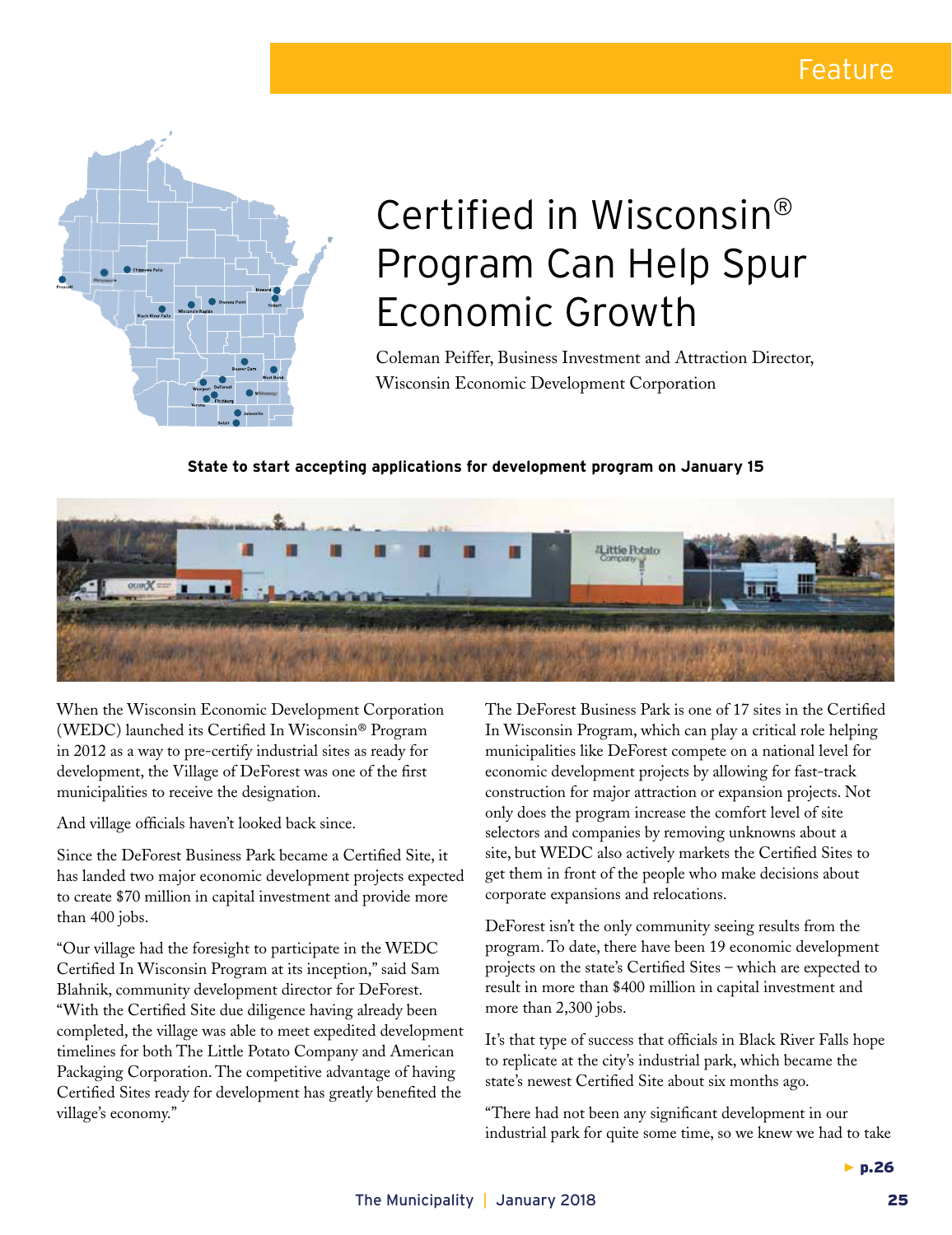# Certified in Wisconsin® Program Can Help Spur Economic Growth

Coleman Peiffer, Business Investment and Attraction Director, Wisconsin Economic Development Corporation

**State to start accepting applications for development program on January 15**

When the Wisconsin Economic Development Corporation (WEDC) launched its Certified In Wisconsin® Program in 2012 as a way to pre-certify industrial sites as ready for development, the Village of DeForest was one of the first municipalities to receive the designation.

And village officials haven't looked back since.

Since the DeForest Business Park became a Certified Site, it has landed two major economic development projects expected to create $70 million in capital investment and provide more than 400 jobs.

"Our village had the foresight to participate in the WEDC Certified In Wisconsin Program at its inception," said Sam Blahnik, community development director for DeForest. "With the Certified Site due diligence having already been completed, the village was able to meet expedited development timelines for both The Little Potato Company and American Packaging Corporation. The competitive advantage of having Certified Sites ready for development has greatly benefited the village's economy."

The DeForest Business Park is one of 17 sites in the Certified In Wisconsin Program, which can play a critical role helping municipalities like DeForest compete on a national level for economic development projects by allowing for fast-track construction for major attraction or expansion projects. Not only does the program increase the comfort level of site selectors and companies by removing unknowns about a site, but WEDC also actively markets the Certified Sites to get them in front of the people who make decisions about corporate expansions and relocations.

DeForest isn't the only community seeing results from the program. To date, there have been 19 economic development projects on the state's Certified Sites – which are expected to result in more than $400 million in capital investment and more than 2,300 jobs.

It's that type of success that officials in Black River Falls hope to replicate at the city's industrial park, which became the state's newest Certified Site about six months ago.

"There had not been any significant development in our industrial park for quite some time, so we knew we had to take

► p.26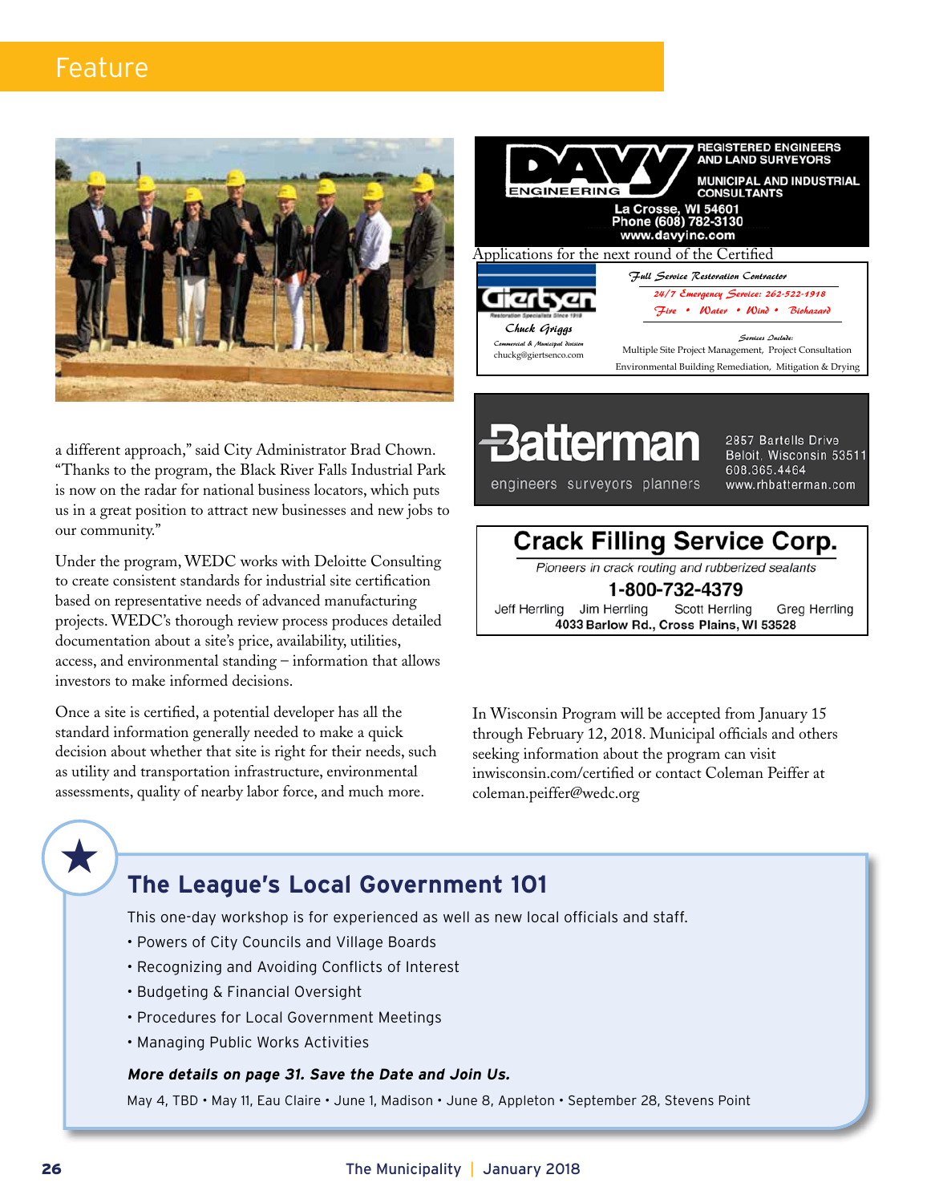a different approach," said City Administrator Brad Chown. "Thanks to the program, the Black River Falls Industrial Park is now on the radar for national business locators, which puts us in a great position to attract new businesses and new jobs to our community."

Under the program, WEDC works with Deloitte Consulting to create consistent standards for industrial site certification based on representative needs of advanced manufacturing projects. WEDC's thorough review process produces detailed documentation about a site's price, availability, utilities, access, and environmental standing – information that allows investors to make informed decisions.

Once a site is certified, a potential developer has all the standard information generally needed to make a quick decision about whether that site is right for their needs, such as utility and transportation infrastructure, environmental assessments, quality of nearby labor force, and much more.

Applications for the next round of the Certified In Wisconsin Program will be accepted from January 15 through February 12, 2018. Municipal officials and others seeking information about the program can visit inwisconsin.com/certified or contact Coleman Peiffer at coleman.peiffer@wedc.org

DAVY ENGINEERING
REGISTERED ENGINEERS AND LAND SURVEYORS
MUNICIPAL AND INDUSTRIAL CONSULTANTS
La Crosse, WI 54601
Phone (608) 782-3130
www.davyinc.com

Giertsen
Restoration Specialists Since 1918
Chuck Griggs
Commercial & Municipal Division
chuckg@giertsenco.com
Full Service Restoration Contractor
24/7 Emergency Service: 262-522-1918
Fire • Water • Wind • Biohazard
Services Include:
Multiple Site Project Management, Project Consultation
Environmental Building Remediation, Mitigation & Drying

Batterman
engineers surveyors planners
2857 Bartells Drive
Beloit, Wisconsin 53511
608.365.4464
www.rhbatterman.com

Crack Filling Service Corp.
Pioneers in crack routing and rubberized sealants
1-800-732-4379
Jeff Herrling Jim Herrling Scott Herrling Greg Herrling
4033 Barlow Rd., Cross Plains, WI 53528

## The League's Local Government 101

This one-day workshop is for experienced as well as new local officials and staff.

- Powers of City Councils and Village Boards
- Recognizing and Avoiding Conflicts of Interest
- Budgeting & Financial Oversight
- Procedures for Local Government Meetings
- Managing Public Works Activities

***More details on page 31. Save the Date and Join Us.***

May 4, TBD • May 11, Eau Claire • June 1, Madison • June 8, Appleton • September 28, Stevens Point